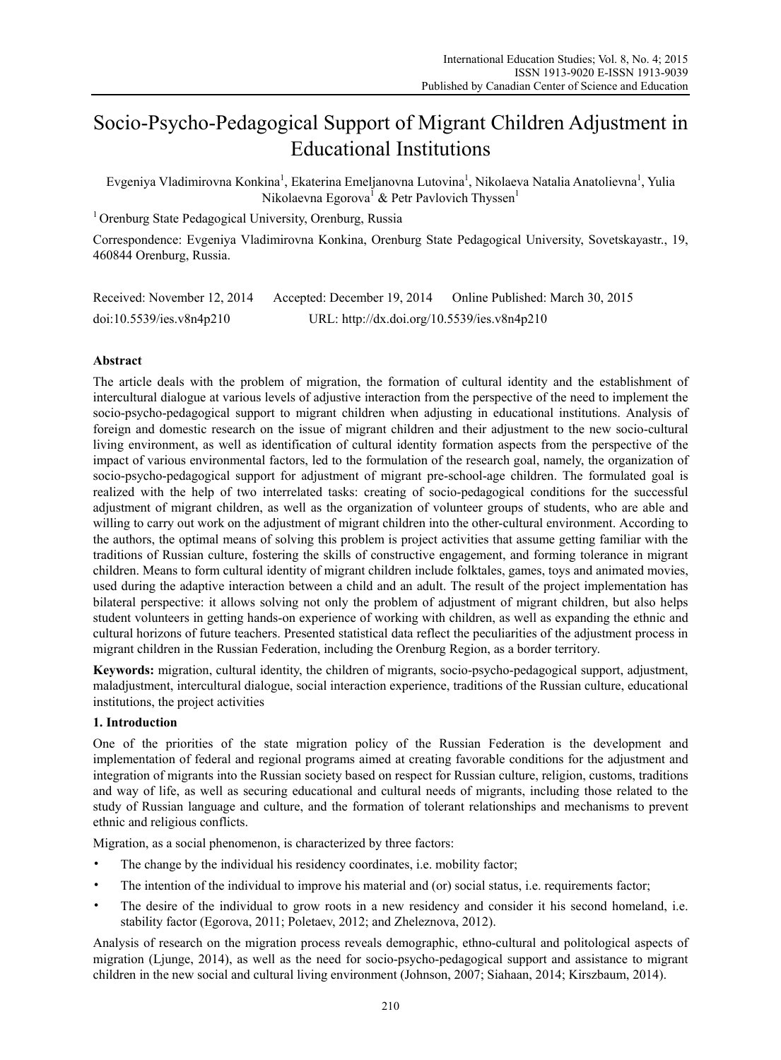# Socio-Psycho-Pedagogical Support of Migrant Children Adjustment in Educational Institutions

Evgeniya Vladimirovna Konkina[1], Ekaterina Emeljanovna Lutovina[1], Nikolaeva Natalia Anatolievna[1], Yulia Nikolaevna Egorova[1] & Petr Pavlovich Thyssen[1]

[1] Orenburg State Pedagogical University, Orenburg, Russia

Correspondence: Evgeniya Vladimirovna Konkina, Orenburg State Pedagogical University, Sovetskayastr., 19, 460844 Orenburg, Russia.

Received: November 12, 2014 Accepted: December 19, 2014 Online Published: March 30, 2015

doi:10.5539/ies.v8n4p210 URL: http://dx.doi.org/10.5539/ies.v8n4p210

## Abstract

The article deals with the problem of migration, the formation of cultural identity and the establishment of intercultural dialogue at various levels of adjustive interaction from the perspective of the need to implement the socio-psycho-pedagogical support to migrant children when adjusting in educational institutions. Analysis of foreign and domestic research on the issue of migrant children and their adjustment to the new socio-cultural living environment, as well as identification of cultural identity formation aspects from the perspective of the impact of various environmental factors, led to the formulation of the research goal, namely, the organization of socio-psycho-pedagogical support for adjustment of migrant pre-school-age children. The formulated goal is realized with the help of two interrelated tasks: creating of socio-pedagogical conditions for the successful adjustment of migrant children, as well as the organization of volunteer groups of students, who are able and willing to carry out work on the adjustment of migrant children into the other-cultural environment. According to the authors, the optimal means of solving this problem is project activities that assume getting familiar with the traditions of Russian culture, fostering the skills of constructive engagement, and forming tolerance in migrant children. Means to form cultural identity of migrant children include folktales, games, toys and animated movies, used during the adaptive interaction between a child and an adult. The result of the project implementation has bilateral perspective: it allows solving not only the problem of adjustment of migrant children, but also helps student volunteers in getting hands-on experience of working with children, as well as expanding the ethnic and cultural horizons of future teachers. Presented statistical data reflect the peculiarities of the adjustment process in migrant children in the Russian Federation, including the Orenburg Region, as a border territory.

**Keywords:** migration, cultural identity, the children of migrants, socio-psycho-pedagogical support, adjustment, maladjustment, intercultural dialogue, social interaction experience, traditions of the Russian culture, educational institutions, the project activities

## 1. Introduction

One of the priorities of the state migration policy of the Russian Federation is the development and implementation of federal and regional programs aimed at creating favorable conditions for the adjustment and integration of migrants into the Russian society based on respect for Russian culture, religion, customs, traditions and way of life, as well as securing educational and cultural needs of migrants, including those related to the study of Russian language and culture, and the formation of tolerant relationships and mechanisms to prevent ethnic and religious conflicts.

Migration, as a social phenomenon, is characterized by three factors:

- The change by the individual his residency coordinates, i.e. mobility factor;
- The intention of the individual to improve his material and (or) social status, i.e. requirements factor;
- The desire of the individual to grow roots in a new residency and consider it his second homeland, i.e. stability factor (Egorova, 2011; Poletaev, 2012; and Zheleznova, 2012).

Analysis of research on the migration process reveals demographic, ethno-cultural and politological aspects of migration (Ljunge, 2014), as well as the need for socio-psycho-pedagogical support and assistance to migrant children in the new social and cultural living environment (Johnson, 2007; Siahaan, 2014; Kirszbaum, 2014).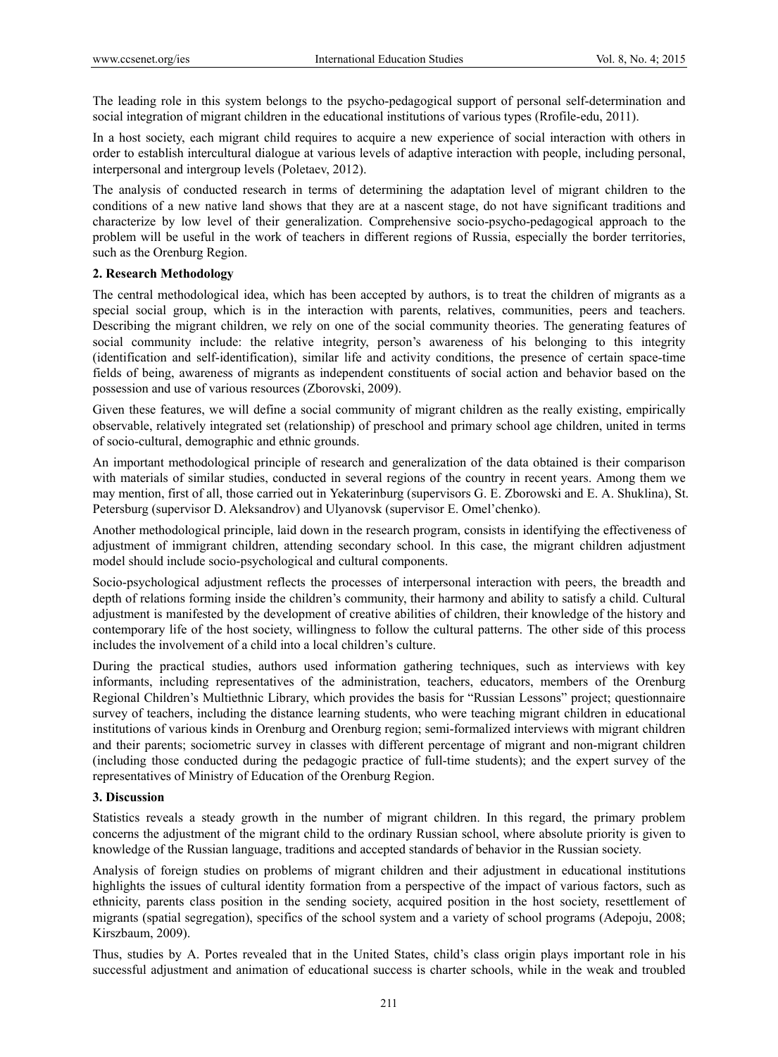The leading role in this system belongs to the psycho-pedagogical support of personal self-determination and social integration of migrant children in the educational institutions of various types (Rrofile-edu, 2011).

In a host society, each migrant child requires to acquire a new experience of social interaction with others in order to establish intercultural dialogue at various levels of adaptive interaction with people, including personal, interpersonal and intergroup levels (Poletaev, 2012).

The analysis of conducted research in terms of determining the adaptation level of migrant children to the conditions of a new native land shows that they are at a nascent stage, do not have significant traditions and characterize by low level of their generalization. Comprehensive socio-psycho-pedagogical approach to the problem will be useful in the work of teachers in different regions of Russia, especially the border territories, such as the Orenburg Region.

## 2. Research Methodology

The central methodological idea, which has been accepted by authors, is to treat the children of migrants as a special social group, which is in the interaction with parents, relatives, communities, peers and teachers. Describing the migrant children, we rely on one of the social community theories. The generating features of social community include: the relative integrity, person's awareness of his belonging to this integrity (identification and self-identification), similar life and activity conditions, the presence of certain space-time fields of being, awareness of migrants as independent constituents of social action and behavior based on the possession and use of various resources (Zborovski, 2009).

Given these features, we will define a social community of migrant children as the really existing, empirically observable, relatively integrated set (relationship) of preschool and primary school age children, united in terms of socio-cultural, demographic and ethnic grounds.

An important methodological principle of research and generalization of the data obtained is their comparison with materials of similar studies, conducted in several regions of the country in recent years. Among them we may mention, first of all, those carried out in Yekaterinburg (supervisors G. E. Zborowski and E. A. Shuklina), St. Petersburg (supervisor D. Aleksandrov) and Ulyanovsk (supervisor E. Omel'chenko).

Another methodological principle, laid down in the research program, consists in identifying the effectiveness of adjustment of immigrant children, attending secondary school. In this case, the migrant children adjustment model should include socio-psychological and cultural components.

Socio-psychological adjustment reflects the processes of interpersonal interaction with peers, the breadth and depth of relations forming inside the children's community, their harmony and ability to satisfy a child. Cultural adjustment is manifested by the development of creative abilities of children, their knowledge of the history and contemporary life of the host society, willingness to follow the cultural patterns. The other side of this process includes the involvement of a child into a local children's culture.

During the practical studies, authors used information gathering techniques, such as interviews with key informants, including representatives of the administration, teachers, educators, members of the Orenburg Regional Children's Multiethnic Library, which provides the basis for "Russian Lessons" project; questionnaire survey of teachers, including the distance learning students, who were teaching migrant children in educational institutions of various kinds in Orenburg and Orenburg region; semi-formalized interviews with migrant children and their parents; sociometric survey in classes with different percentage of migrant and non-migrant children (including those conducted during the pedagogic practice of full-time students); and the expert survey of the representatives of Ministry of Education of the Orenburg Region.

## 3. Discussion

Statistics reveals a steady growth in the number of migrant children. In this regard, the primary problem concerns the adjustment of the migrant child to the ordinary Russian school, where absolute priority is given to knowledge of the Russian language, traditions and accepted standards of behavior in the Russian society.

Analysis of foreign studies on problems of migrant children and their adjustment in educational institutions highlights the issues of cultural identity formation from a perspective of the impact of various factors, such as ethnicity, parents class position in the sending society, acquired position in the host society, resettlement of migrants (spatial segregation), specifics of the school system and a variety of school programs (Adepoju, 2008; Kirszbaum, 2009).

Thus, studies by A. Portes revealed that in the United States, child's class origin plays important role in his successful adjustment and animation of educational success is charter schools, while in the weak and troubled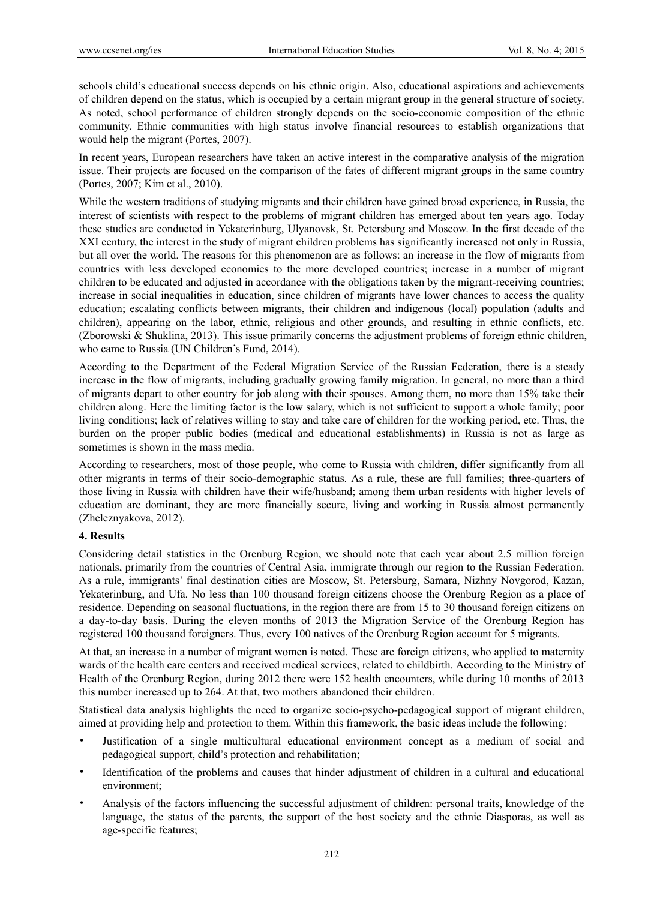schools child's educational success depends on his ethnic origin. Also, educational aspirations and achievements of children depend on the status, which is occupied by a certain migrant group in the general structure of society. As noted, school performance of children strongly depends on the socio-economic composition of the ethnic community. Ethnic communities with high status involve financial resources to establish organizations that would help the migrant (Portes, 2007).

In recent years, European researchers have taken an active interest in the comparative analysis of the migration issue. Their projects are focused on the comparison of the fates of different migrant groups in the same country (Portes, 2007; Kim et al., 2010).

While the western traditions of studying migrants and their children have gained broad experience, in Russia, the interest of scientists with respect to the problems of migrant children has emerged about ten years ago. Today these studies are conducted in Yekaterinburg, Ulyanovsk, St. Petersburg and Moscow. In the first decade of the XXI century, the interest in the study of migrant children problems has significantly increased not only in Russia, but all over the world. The reasons for this phenomenon are as follows: an increase in the flow of migrants from countries with less developed economies to the more developed countries; increase in a number of migrant children to be educated and adjusted in accordance with the obligations taken by the migrant-receiving countries; increase in social inequalities in education, since children of migrants have lower chances to access the quality education; escalating conflicts between migrants, their children and indigenous (local) population (adults and children), appearing on the labor, ethnic, religious and other grounds, and resulting in ethnic conflicts, etc. (Zborowski & Shuklina, 2013). This issue primarily concerns the adjustment problems of foreign ethnic children, who came to Russia (UN Children's Fund, 2014).

According to the Department of the Federal Migration Service of the Russian Federation, there is a steady increase in the flow of migrants, including gradually growing family migration. In general, no more than a third of migrants depart to other country for job along with their spouses. Among them, no more than 15% take their children along. Here the limiting factor is the low salary, which is not sufficient to support a whole family; poor living conditions; lack of relatives willing to stay and take care of children for the working period, etc. Thus, the burden on the proper public bodies (medical and educational establishments) in Russia is not as large as sometimes is shown in the mass media.

According to researchers, most of those people, who come to Russia with children, differ significantly from all other migrants in terms of their socio-demographic status. As a rule, these are full families; three-quarters of those living in Russia with children have their wife/husband; among them urban residents with higher levels of education are dominant, they are more financially secure, living and working in Russia almost permanently (Zheleznyakova, 2012).

## 4. Results

Considering detail statistics in the Orenburg Region, we should note that each year about 2.5 million foreign nationals, primarily from the countries of Central Asia, immigrate through our region to the Russian Federation. As a rule, immigrants' final destination cities are Moscow, St. Petersburg, Samara, Nizhny Novgorod, Kazan, Yekaterinburg, and Ufa. No less than 100 thousand foreign citizens choose the Orenburg Region as a place of residence. Depending on seasonal fluctuations, in the region there are from 15 to 30 thousand foreign citizens on a day-to-day basis. During the eleven months of 2013 the Migration Service of the Orenburg Region has registered 100 thousand foreigners. Thus, every 100 natives of the Orenburg Region account for 5 migrants.

At that, an increase in a number of migrant women is noted. These are foreign citizens, who applied to maternity wards of the health care centers and received medical services, related to childbirth. According to the Ministry of Health of the Orenburg Region, during 2012 there were 152 health encounters, while during 10 months of 2013 this number increased up to 264. At that, two mothers abandoned their children.

Statistical data analysis highlights the need to organize socio-psycho-pedagogical support of migrant children, aimed at providing help and protection to them. Within this framework, the basic ideas include the following:

- Justification of a single multicultural educational environment concept as a medium of social and pedagogical support, child's protection and rehabilitation;
- Identification of the problems and causes that hinder adjustment of children in a cultural and educational environment;
- Analysis of the factors influencing the successful adjustment of children: personal traits, knowledge of the language, the status of the parents, the support of the host society and the ethnic Diasporas, as well as age-specific features;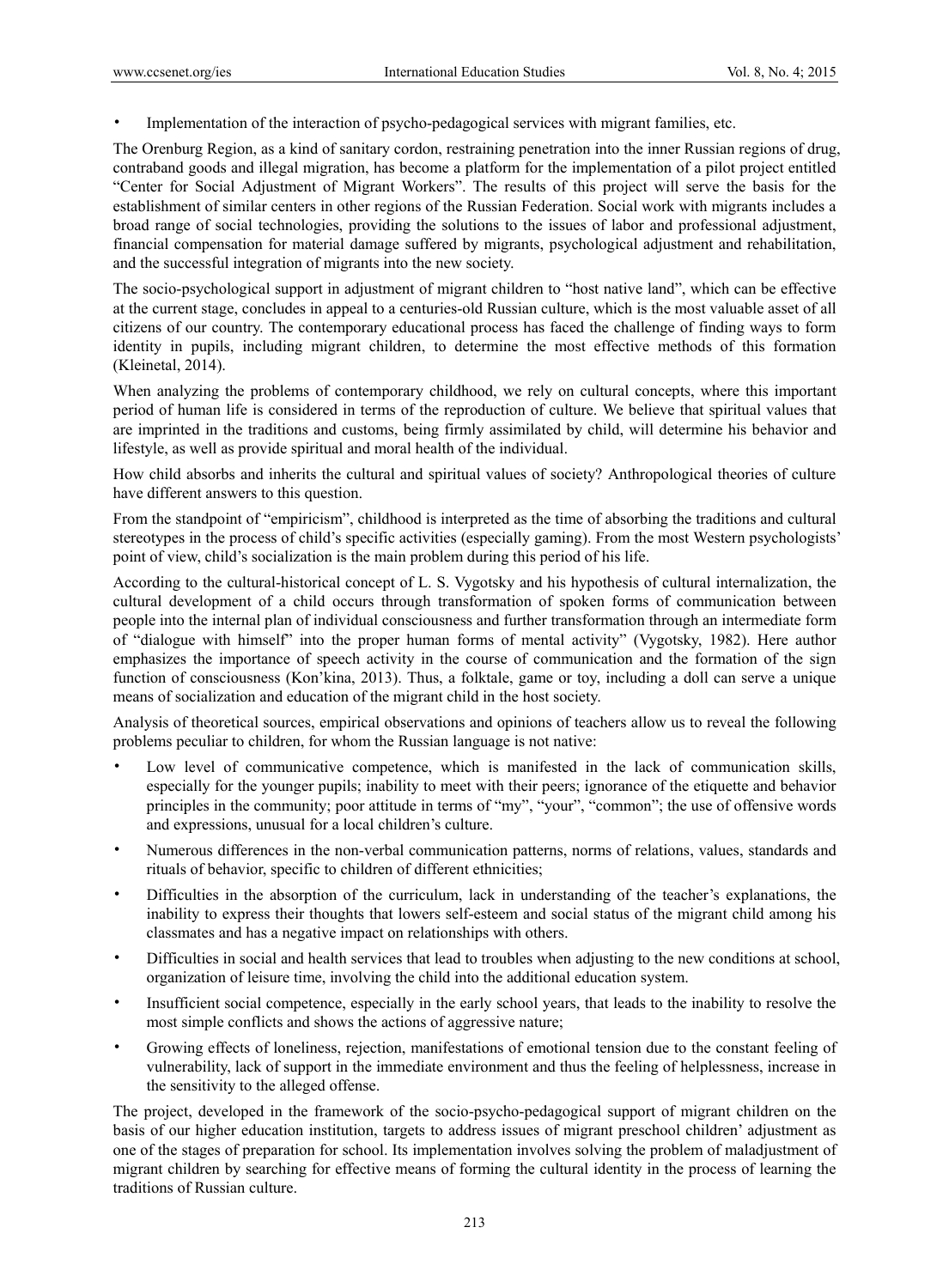- Implementation of the interaction of psycho-pedagogical services with migrant families, etc.

The Orenburg Region, as a kind of sanitary cordon, restraining penetration into the inner Russian regions of drug, contraband goods and illegal migration, has become a platform for the implementation of a pilot project entitled "Center for Social Adjustment of Migrant Workers". The results of this project will serve the basis for the establishment of similar centers in other regions of the Russian Federation. Social work with migrants includes a broad range of social technologies, providing the solutions to the issues of labor and professional adjustment, financial compensation for material damage suffered by migrants, psychological adjustment and rehabilitation, and the successful integration of migrants into the new society.

The socio-psychological support in adjustment of migrant children to "host native land", which can be effective at the current stage, concludes in appeal to a centuries-old Russian culture, which is the most valuable asset of all citizens of our country. The contemporary educational process has faced the challenge of finding ways to form identity in pupils, including migrant children, to determine the most effective methods of this formation (Kleinetal, 2014).

When analyzing the problems of contemporary childhood, we rely on cultural concepts, where this important period of human life is considered in terms of the reproduction of culture. We believe that spiritual values that are imprinted in the traditions and customs, being firmly assimilated by child, will determine his behavior and lifestyle, as well as provide spiritual and moral health of the individual.

How child absorbs and inherits the cultural and spiritual values of society? Anthropological theories of culture have different answers to this question.

From the standpoint of "empiricism", childhood is interpreted as the time of absorbing the traditions and cultural stereotypes in the process of child's specific activities (especially gaming). From the most Western psychologists' point of view, child's socialization is the main problem during this period of his life.

According to the cultural-historical concept of L. S. Vygotsky and his hypothesis of cultural internalization, the cultural development of a child occurs through transformation of spoken forms of communication between people into the internal plan of individual consciousness and further transformation through an intermediate form of "dialogue with himself" into the proper human forms of mental activity" (Vygotsky, 1982). Here author emphasizes the importance of speech activity in the course of communication and the formation of the sign function of consciousness (Kon'kina, 2013). Thus, a folktale, game or toy, including a doll can serve a unique means of socialization and education of the migrant child in the host society.

Analysis of theoretical sources, empirical observations and opinions of teachers allow us to reveal the following problems peculiar to children, for whom the Russian language is not native:

- Low level of communicative competence, which is manifested in the lack of communication skills, especially for the younger pupils; inability to meet with their peers; ignorance of the etiquette and behavior principles in the community; poor attitude in terms of "my", "your", "common"; the use of offensive words and expressions, unusual for a local children's culture.
- Numerous differences in the non-verbal communication patterns, norms of relations, values, standards and rituals of behavior, specific to children of different ethnicities;
- Difficulties in the absorption of the curriculum, lack in understanding of the teacher's explanations, the inability to express their thoughts that lowers self-esteem and social status of the migrant child among his classmates and has a negative impact on relationships with others.
- Difficulties in social and health services that lead to troubles when adjusting to the new conditions at school, organization of leisure time, involving the child into the additional education system.
- Insufficient social competence, especially in the early school years, that leads to the inability to resolve the most simple conflicts and shows the actions of aggressive nature;
- Growing effects of loneliness, rejection, manifestations of emotional tension due to the constant feeling of vulnerability, lack of support in the immediate environment and thus the feeling of helplessness, increase in the sensitivity to the alleged offense.

The project, developed in the framework of the socio-psycho-pedagogical support of migrant children on the basis of our higher education institution, targets to address issues of migrant preschool children' adjustment as one of the stages of preparation for school. Its implementation involves solving the problem of maladjustment of migrant children by searching for effective means of forming the cultural identity in the process of learning the traditions of Russian culture.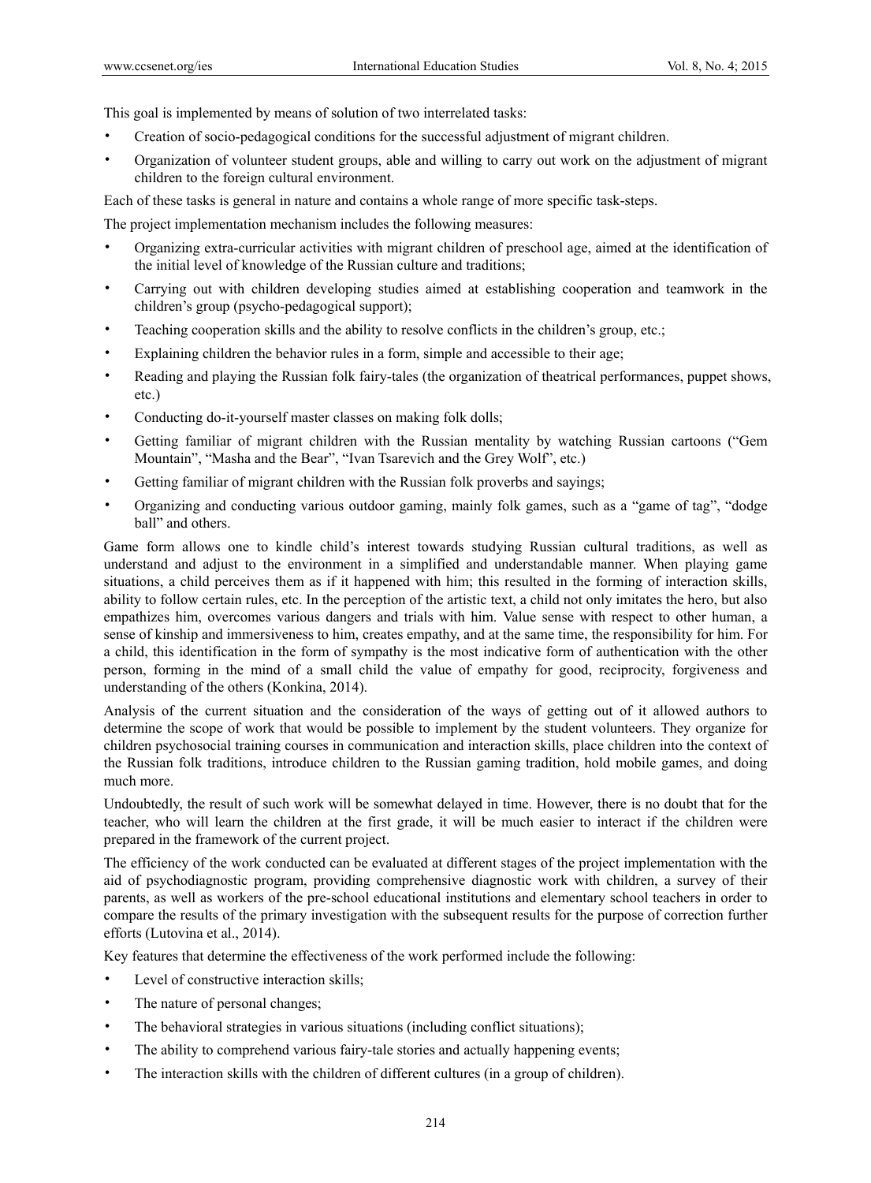This goal is implemented by means of solution of two interrelated tasks:

- Creation of socio-pedagogical conditions for the successful adjustment of migrant children.
- Organization of volunteer student groups, able and willing to carry out work on the adjustment of migrant children to the foreign cultural environment.

Each of these tasks is general in nature and contains a whole range of more specific task-steps.

The project implementation mechanism includes the following measures:

- Organizing extra-curricular activities with migrant children of preschool age, aimed at the identification of the initial level of knowledge of the Russian culture and traditions;
- Carrying out with children developing studies aimed at establishing cooperation and teamwork in the children's group (psycho-pedagogical support);
- Teaching cooperation skills and the ability to resolve conflicts in the children's group, etc.;
- Explaining children the behavior rules in a form, simple and accessible to their age;
- Reading and playing the Russian folk fairy-tales (the organization of theatrical performances, puppet shows, etc.)
- Conducting do-it-yourself master classes on making folk dolls;
- Getting familiar of migrant children with the Russian mentality by watching Russian cartoons ("Gem Mountain", "Masha and the Bear", "Ivan Tsarevich and the Grey Wolf", etc.)
- Getting familiar of migrant children with the Russian folk proverbs and sayings;
- Organizing and conducting various outdoor gaming, mainly folk games, such as a "game of tag", "dodge ball" and others.

Game form allows one to kindle child's interest towards studying Russian cultural traditions, as well as understand and adjust to the environment in a simplified and understandable manner. When playing game situations, a child perceives them as if it happened with him; this resulted in the forming of interaction skills, ability to follow certain rules, etc. In the perception of the artistic text, a child not only imitates the hero, but also empathizes him, overcomes various dangers and trials with him. Value sense with respect to other human, a sense of kinship and immersiveness to him, creates empathy, and at the same time, the responsibility for him. For a child, this identification in the form of sympathy is the most indicative form of authentication with the other person, forming in the mind of a small child the value of empathy for good, reciprocity, forgiveness and understanding of the others (Konkina, 2014).

Analysis of the current situation and the consideration of the ways of getting out of it allowed authors to determine the scope of work that would be possible to implement by the student volunteers. They organize for children psychosocial training courses in communication and interaction skills, place children into the context of the Russian folk traditions, introduce children to the Russian gaming tradition, hold mobile games, and doing much more.

Undoubtedly, the result of such work will be somewhat delayed in time. However, there is no doubt that for the teacher, who will learn the children at the first grade, it will be much easier to interact if the children were prepared in the framework of the current project.

The efficiency of the work conducted can be evaluated at different stages of the project implementation with the aid of psychodiagnostic program, providing comprehensive diagnostic work with children, a survey of their parents, as well as workers of the pre-school educational institutions and elementary school teachers in order to compare the results of the primary investigation with the subsequent results for the purpose of correction further efforts (Lutovina et al., 2014).

Key features that determine the effectiveness of the work performed include the following:

- Level of constructive interaction skills;
- The nature of personal changes;
- The behavioral strategies in various situations (including conflict situations);
- The ability to comprehend various fairy-tale stories and actually happening events;
- The interaction skills with the children of different cultures (in a group of children).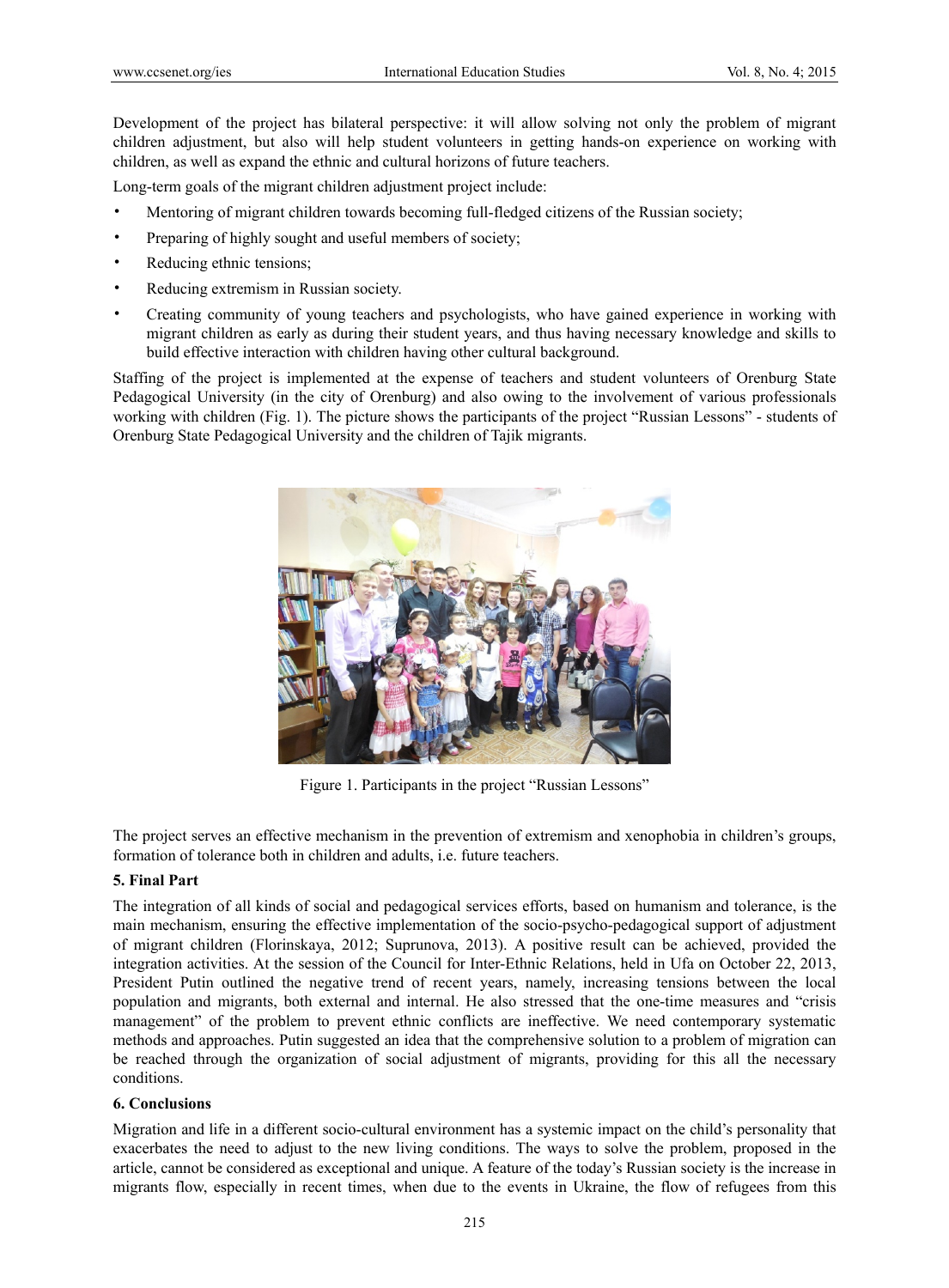Development of the project has bilateral perspective: it will allow solving not only the problem of migrant children adjustment, but also will help student volunteers in getting hands-on experience on working with children, as well as expand the ethnic and cultural horizons of future teachers.

Long-term goals of the migrant children adjustment project include:

- Mentoring of migrant children towards becoming full-fledged citizens of the Russian society;
- Preparing of highly sought and useful members of society;
- Reducing ethnic tensions;
- Reducing extremism in Russian society.
- Creating community of young teachers and psychologists, who have gained experience in working with migrant children as early as during their student years, and thus having necessary knowledge and skills to build effective interaction with children having other cultural background.

Staffing of the project is implemented at the expense of teachers and student volunteers of Orenburg State Pedagogical University (in the city of Orenburg) and also owing to the involvement of various professionals working with children (Fig. 1). The picture shows the participants of the project "Russian Lessons" - students of Orenburg State Pedagogical University and the children of Tajik migrants.

Figure 1. Participants in the project "Russian Lessons"

The project serves an effective mechanism in the prevention of extremism and xenophobia in children's groups, formation of tolerance both in children and adults, i.e. future teachers.

### 5. Final Part

The integration of all kinds of social and pedagogical services efforts, based on humanism and tolerance, is the main mechanism, ensuring the effective implementation of the socio-psycho-pedagogical support of adjustment of migrant children (Florinskaya, 2012; Suprunova, 2013). A positive result can be achieved, provided the integration activities. At the session of the Council for Inter-Ethnic Relations, held in Ufa on October 22, 2013, President Putin outlined the negative trend of recent years, namely, increasing tensions between the local population and migrants, both external and internal. He also stressed that the one-time measures and "crisis management" of the problem to prevent ethnic conflicts are ineffective. We need contemporary systematic methods and approaches. Putin suggested an idea that the comprehensive solution to a problem of migration can be reached through the organization of social adjustment of migrants, providing for this all the necessary conditions.

### 6. Conclusions

Migration and life in a different socio-cultural environment has a systemic impact on the child's personality that exacerbates the need to adjust to the new living conditions. The ways to solve the problem, proposed in the article, cannot be considered as exceptional and unique. A feature of the today's Russian society is the increase in migrants flow, especially in recent times, when due to the events in Ukraine, the flow of refugees from this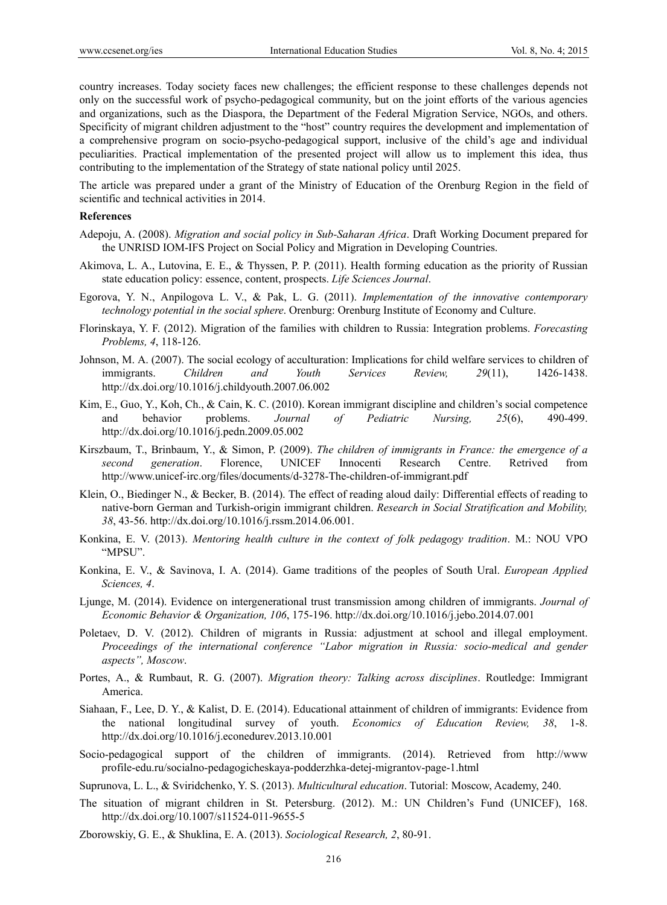country increases. Today society faces new challenges; the efficient response to these challenges depends not only on the successful work of psycho-pedagogical community, but on the joint efforts of the various agencies and organizations, such as the Diaspora, the Department of the Federal Migration Service, NGOs, and others. Specificity of migrant children adjustment to the "host" country requires the development and implementation of a comprehensive program on socio-psycho-pedagogical support, inclusive of the child's age and individual peculiarities. Practical implementation of the presented project will allow us to implement this idea, thus contributing to the implementation of the Strategy of state national policy until 2025.

The article was prepared under a grant of the Ministry of Education of the Orenburg Region in the field of scientific and technical activities in 2014.

## References

Adepoju, A. (2008). *Migration and social policy in Sub-Saharan Africa*. Draft Working Document prepared for the UNRISD IOM-IFS Project on Social Policy and Migration in Developing Countries.

Akimova, L. A., Lutovina, E. E., & Thyssen, P. P. (2011). Health forming education as the priority of Russian state education policy: essence, content, prospects. *Life Sciences Journal*.

Egorova, Y. N., Anpilogova L. V., & Pak, L. G. (2011). *Implementation of the innovative contemporary technology potential in the social sphere*. Orenburg: Orenburg Institute of Economy and Culture.

Florinskaya, Y. F. (2012). Migration of the families with children to Russia: Integration problems. *Forecasting Problems, 4*, 118-126.

Johnson, M. A. (2007). The social ecology of acculturation: Implications for child welfare services to children of immigrants. *Children and Youth Services Review, 29*(11), 1426-1438. http://dx.doi.org/10.1016/j.childyouth.2007.06.002

Kim, E., Guo, Y., Koh, Ch., & Cain, K. C. (2010). Korean immigrant discipline and children's social competence and behavior problems. *Journal of Pediatric Nursing, 25*(6), 490-499. http://dx.doi.org/10.1016/j.pedn.2009.05.002

Kirszbaum, T., Brinbaum, Y., & Simon, P. (2009). *The children of immigrants in France: the emergence of a second generation*. Florence, UNICEF Innocenti Research Centre. Retrived from http://www.unicef-irc.org/files/documents/d-3278-The-children-of-immigrant.pdf

Klein, O., Biedinger N., & Becker, B. (2014). The effect of reading aloud daily: Differential effects of reading to native-born German and Turkish-origin immigrant children. *Research in Social Stratification and Mobility, 38*, 43-56. http://dx.doi.org/10.1016/j.rssm.2014.06.001.

Konkina, E. V. (2013). *Mentoring health culture in the context of folk pedagogy tradition*. M.: NOU VPO "MPSU".

Konkina, E. V., & Savinova, I. A. (2014). Game traditions of the peoples of South Ural. *European Applied Sciences, 4*.

Ljunge, M. (2014). Evidence on intergenerational trust transmission among children of immigrants. *Journal of Economic Behavior & Organization, 106*, 175-196. http://dx.doi.org/10.1016/j.jebo.2014.07.001

Poletaev, D. V. (2012). Children of migrants in Russia: adjustment at school and illegal employment. *Proceedings of the international conference "Labor migration in Russia: socio-medical and gender aspects", Moscow*.

Portes, A., & Rumbaut, R. G. (2007). *Migration theory: Talking across disciplines*. Routledge: Immigrant America.

Siahaan, F., Lee, D. Y., & Kalist, D. E. (2014). Educational attainment of children of immigrants: Evidence from the national longitudinal survey of youth. *Economics of Education Review, 38*, 1-8. http://dx.doi.org/10.1016/j.econedurev.2013.10.001

Socio-pedagogical support of the children of immigrants. (2014). Retrieved from http://www profile-edu.ru/socialno-pedagogicheskaya-podderzhka-detej-migrantov-page-1.html

Suprunova, L. L., & Sviridchenko, Y. S. (2013). *Multicultural education*. Tutorial: Moscow, Academy, 240.

The situation of migrant children in St. Petersburg. (2012). M.: UN Children's Fund (UNICEF), 168. http://dx.doi.org/10.1007/s11524-011-9655-5

Zborowskiy, G. E., & Shuklina, E. A. (2013). *Sociological Research, 2*, 80-91.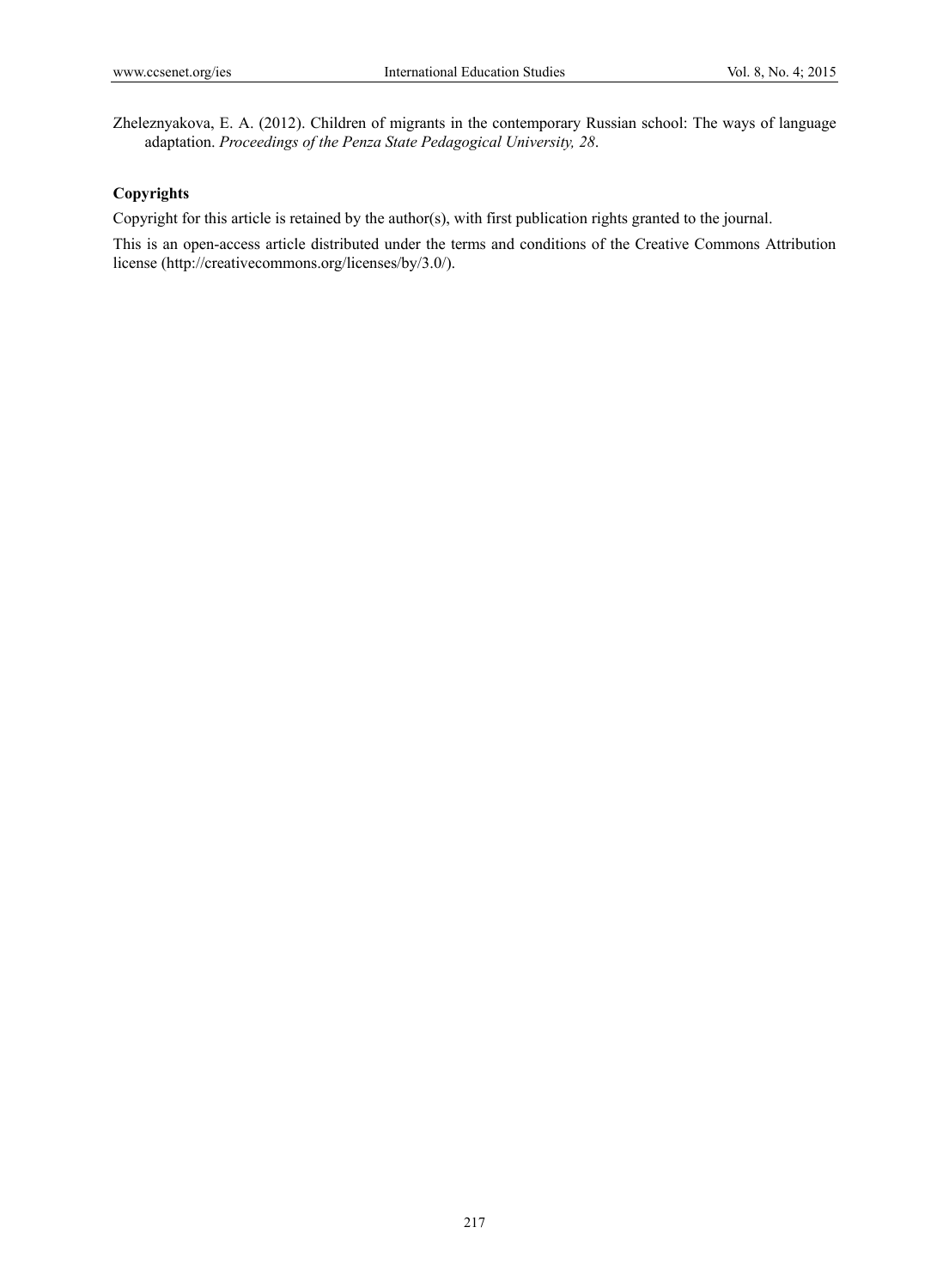Zheleznyakova, E. A. (2012). Children of migrants in the contemporary Russian school: The ways of language adaptation. *Proceedings of the Penza State Pedagogical University, 28*.

**Copyrights**

Copyright for this article is retained by the author(s), with first publication rights granted to the journal.

This is an open-access article distributed under the terms and conditions of the Creative Commons Attribution license (http://creativecommons.org/licenses/by/3.0/).